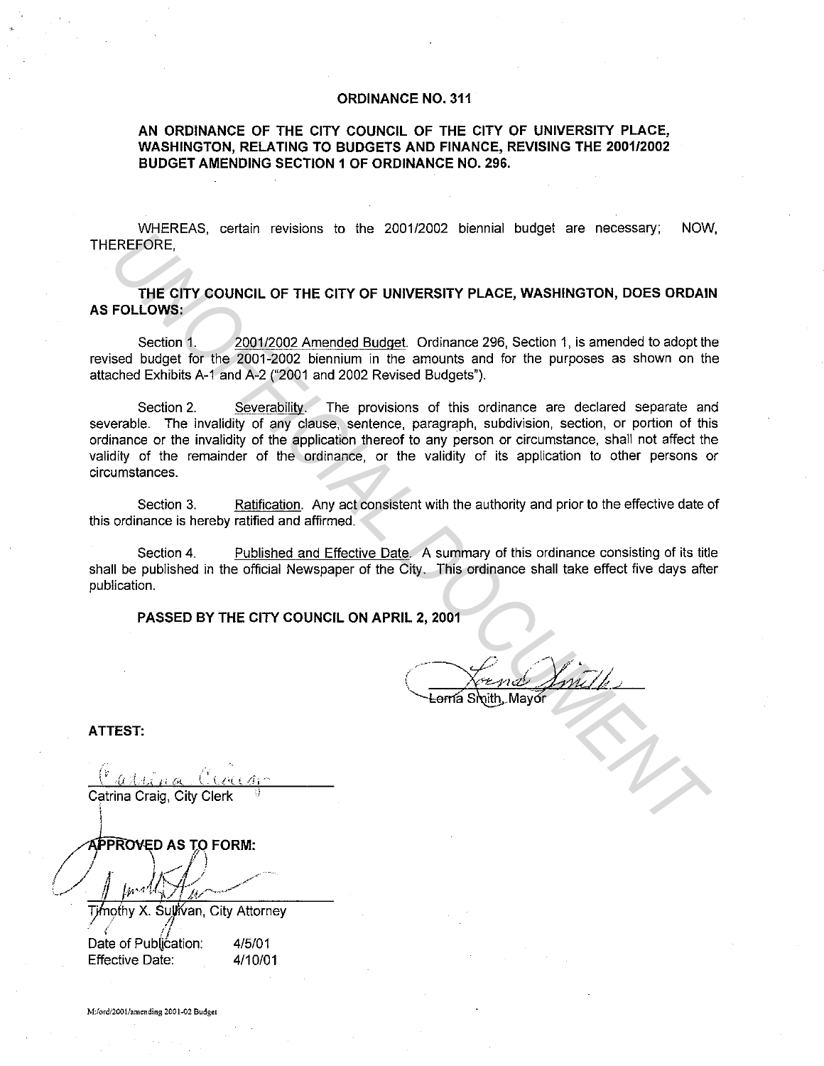# ORDINANCE NO. 311

## AN ORDINANCE OF THE CITY COUNCIL OF THE CITY OF UNIVERSITY PLACE, WASHINGTON, RELATING TO BUDGETS AND FINANCE, REVISING THE 2001/2002 BUDGET AMENDING SECTION 1 OF ORDINANCE NO. 296.

WHEREAS, certain revisions to the 2001/2002 biennial budget are necessary; NOW, THEREFORE,

**THE CITY COUNCIL OF THE CITY OF UNIVERSITY PLACE, WASHINGTON, DOES ORDAIN AS FOLLOWS:**

Section 1. 2001/2002 Amended Budget. Ordinance 296, Section 1, is amended to adopt the revised budget for the 2001-2002 biennium in the amounts and for the purposes as shown on the attached Exhibits A-1 and A-2 ("2001 and 2002 Revised Budgets").

Section 2. Severability. The provisions of this ordinance are declared separate and severable. The invalidity of any clause, sentence, paragraph, subdivision, section, or portion of this ordinance or the invalidity of the application thereof to any person or circumstance, shall not affect the validity of the remainder of the ordinance, or the validity of its application to other persons or circumstances.

Section 3. Ratification. Any act consistent with the authority and prior to the effective date of this ordinance is hereby ratified and affirmed.

Section 4. Published and Effective Date. A summary of this ordinance consisting of its title shall be published in the official Newspaper of the City. This ordinance shall take effect five days after publication.

**PASSED BY THE CITY COUNCIL ON APRIL 2, 2001**

Lorna Smith, Mayor

**ATTEST:**

Catrina Craig, City Clerk

**APPROVED AS TO FORM:**

Timothy X. Sullivan, City Attorney

Date of Publication: 4/5/01
Effective Date: 4/10/01

M:/ord/2001/amending 2001-02 Budget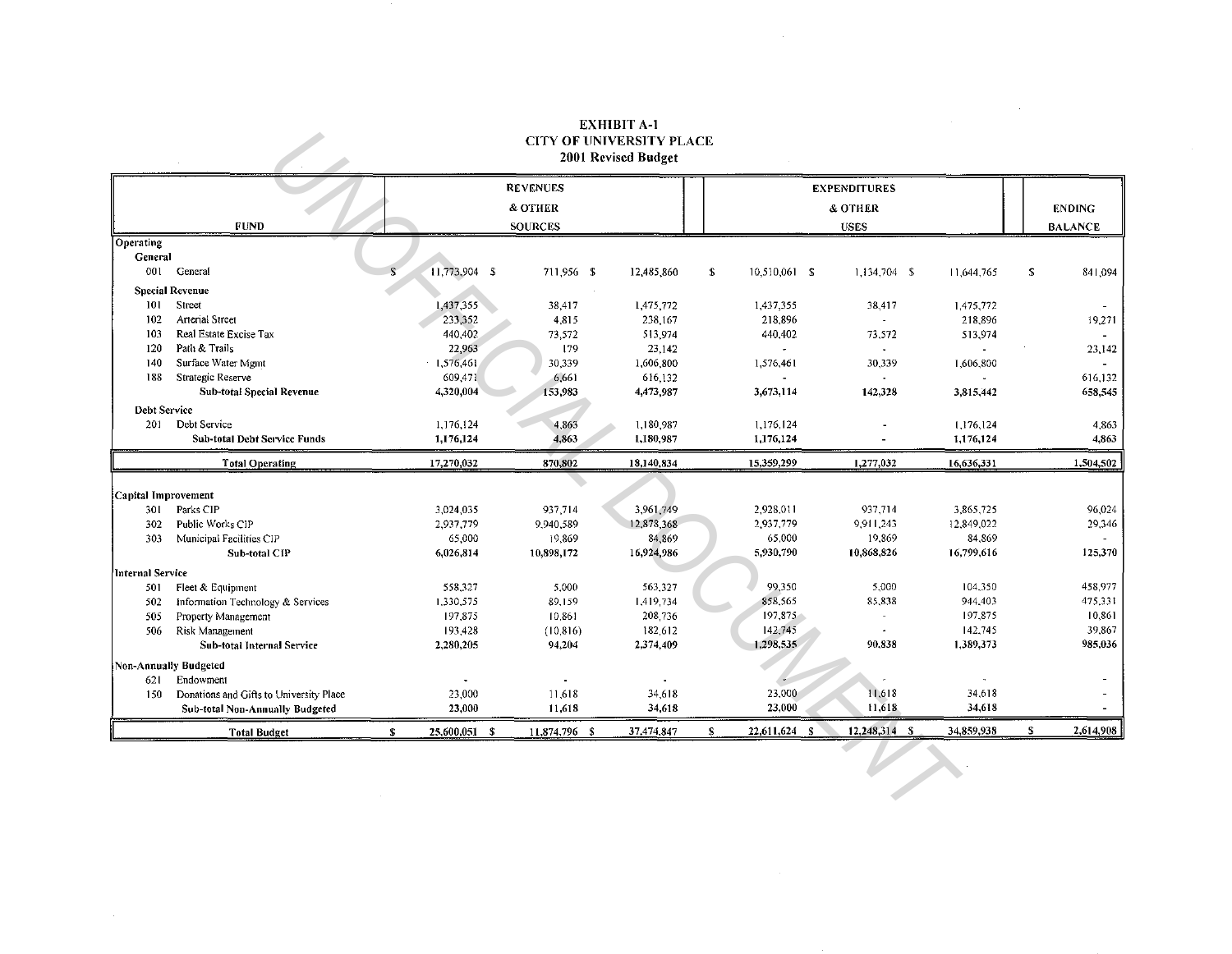# EXHIBIT A-1
## CITY OF UNIVERSITY PLACE
### 2001 Revised Budget

| FUND | | REVENUES & OTHER SOURCES | | | EXPENDITURES & OTHER USES | | | ENDING BALANCE |
|---|---|---|---|---|---|---|---|---|
| **Operating** | | | | | | | | |
| **General** | | | | | | | | |
| 001 | General | $ 11,773,904 | $ 711,956 | $ 12,485,860 | $ 10,510,061 | $ 1,134,704 | $ 11,644,765 | $ 841,094 |
| **Special Revenue** | | | | | | | | |
| 101 | Street | 1,437,355 | 38,417 | 1,475,772 | 1,437,355 | 38,417 | 1,475,772 | - |
| 102 | Arterial Street | 233,352 | 4,815 | 238,167 | 218,896 | - | 218,896 | 19,271 |
| 103 | Real Estate Excise Tax | 440,402 | 73,572 | 513,974 | 440,402 | 73,572 | 513,974 | - |
| 120 | Path & Trails | 22,963 | 179 | 23,142 | - | - | - | 23,142 |
| 140 | Surface Water Mgmt | 1,576,461 | 30,339 | 1,606,800 | 1,576,461 | 30,339 | 1,606,800 | - |
| 188 | Strategic Reserve | 609,471 | 6,661 | 616,132 | - | - | - | 616,132 |
| | **Sub-total Special Revenue** | **4,320,004** | **153,983** | **4,473,987** | **3,673,114** | **142,328** | **3,815,442** | **658,545** |
| **Debt Service** | | | | | | | | |
| 201 | Debt Service | 1,176,124 | 4,863 | 1,180,987 | 1,176,124 | - | 1,176,124 | 4,863 |
| | **Sub-total Debt Service Funds** | **1,176,124** | **4,863** | **1,180,987** | **1,176,124** | **-** | **1,176,124** | **4,863** |
| | **Total Operating** | **17,270,032** | **870,802** | **18,140,834** | **15,359,299** | **1,277,032** | **16,636,331** | **1,504,502** |
| **Capital Improvement** | | | | | | | | |
| 301 | Parks CIP | 3,024,035 | 937,714 | 3,961,749 | 2,928,011 | 937,714 | 3,865,725 | 96,024 |
| 302 | Public Works CIP | 2,937,779 | 9,940,589 | 12,878,368 | 2,937,779 | 9,911,243 | 12,849,022 | 29,346 |
| 303 | Municipal Facilities CIP | 65,000 | 19,869 | 84,869 | 65,000 | 19,869 | 84,869 | - |
| | **Sub-total CIP** | **6,026,814** | **10,898,172** | **16,924,986** | **5,930,790** | **10,868,826** | **16,799,616** | **125,370** |
| **Internal Service** | | | | | | | | |
| 501 | Fleet & Equipment | 558,327 | 5,000 | 563,327 | 99,350 | 5,000 | 104,350 | 458,977 |
| 502 | Information Technology & Services | 1,330,575 | 89,159 | 1,419,734 | 858,565 | 85,838 | 944,403 | 475,331 |
| 505 | Property Management | 197,875 | 10,861 | 208,736 | 197,875 | - | 197,875 | 10,861 |
| 506 | Risk Management | 193,428 | (10,816) | 182,612 | 142,745 | - | 142,745 | 39,867 |
| | **Sub-total Internal Service** | **2,280,205** | **94,204** | **2,374,409** | **1,298,535** | **90,838** | **1,389,373** | **985,036** |
| **Non-Annually Budgeted** | | | | | | | | |
| 621 | Endowment | - | - | - | - | - | - | - |
| 150 | Donations and Gifts to University Place | 23,000 | 11,618 | 34,618 | 23,000 | 11,618 | 34,618 | - |
| | **Sub-total Non-Annually Budgeted** | **23,000** | **11,618** | **34,618** | **23,000** | **11,618** | **34,618** | **-** |
| | **Total Budget** | **$ 25,600,051** | **$ 11,874,796** | **$ 37,474,847** | **$ 22,611,624** | **$ 12,248,314** | **$ 34,859,938** | **$ 2,614,908** |

UNOFFICIAL DOCUMENT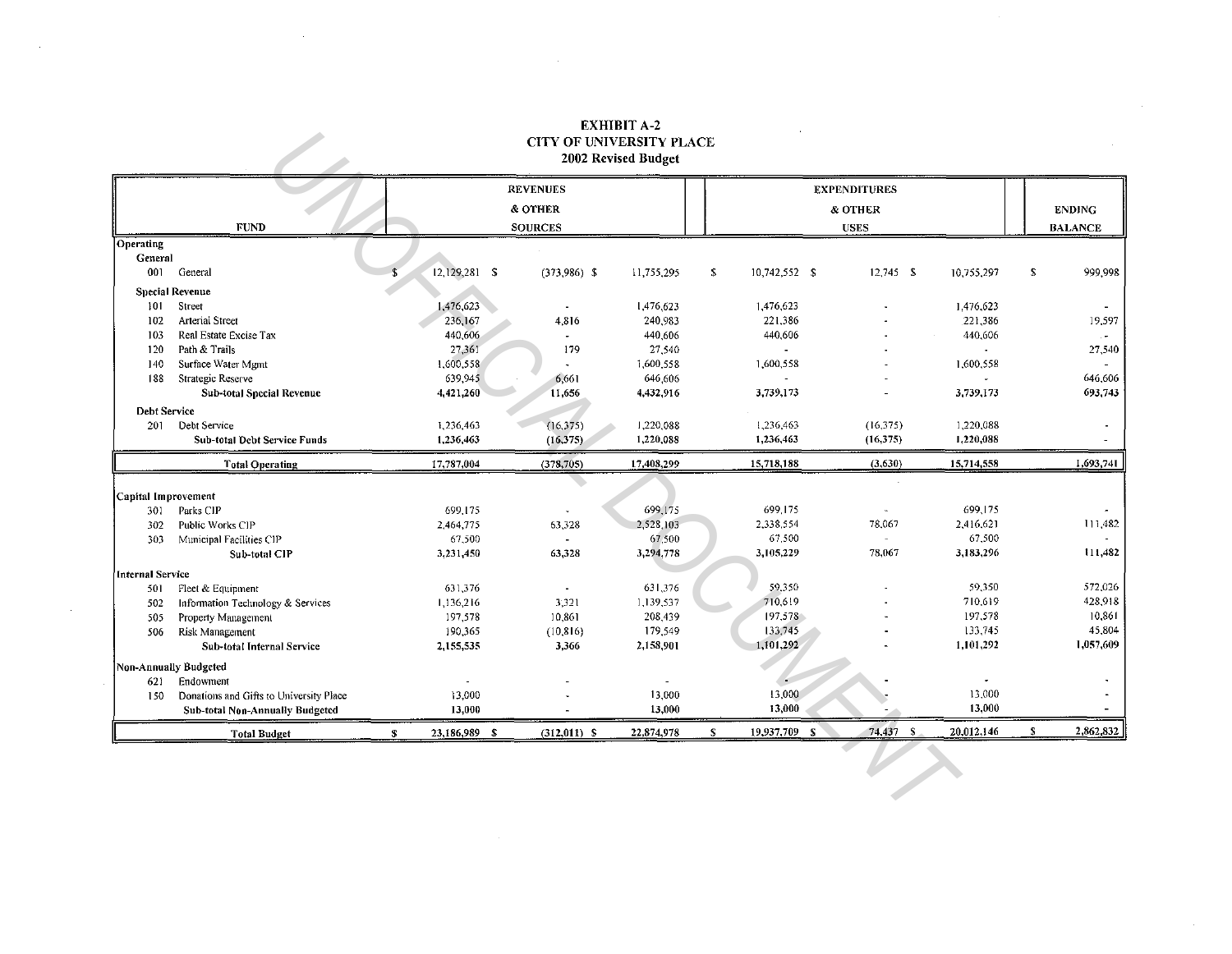**EXHIBIT A-2**
**CITY OF UNIVERSITY PLACE**
**2002 Revised Budget**

| FUND | | REVENUES & OTHER SOURCES | | | EXPENDITURES & OTHER USES | | | ENDING BALANCE |
|---|---|---|---|---|---|---|---|---|
| **Operating** | | | | | | | | |
| **General** | | | | | | | | |
| 001 | General | $ 12,129,281 | $ (373,986) | $ 11,755,295 | $ 10,742,552 | $ 12,745 | $ 10,755,297 | $ 999,998 |
| **Special Revenue** | | | | | | | | |
| 101 | Street | 1,476,623 | - | 1,476,623 | 1,476,623 | - | 1,476,623 | - |
| 102 | Arterial Street | 236,167 | 4,816 | 240,983 | 221,386 | - | 221,386 | 19,597 |
| 103 | Real Estate Excise Tax | 440,606 | - | 440,606 | 440,606 | - | 440,606 | - |
| 120 | Path & Trails | 27,361 | 179 | 27,540 | - | - | - | 27,540 |
| 140 | Surface Water Mgmt | 1,600,558 | - | 1,600,558 | 1,600,558 | - | 1,600,558 | - |
| 188 | Strategic Reserve | 639,945 | 6,661 | 646,606 | - | - | - | 646,606 |
| | **Sub-total Special Revenue** | **4,421,260** | **11,656** | **4,432,916** | **3,739,173** | **-** | **3,739,173** | **693,743** |
| **Debt Service** | | | | | | | | |
| 201 | Debt Service | 1,236,463 | (16,375) | 1,220,088 | 1,236,463 | (16,375) | 1,220,088 | - |
| | **Sub-total Debt Service Funds** | **1,236,463** | **(16,375)** | **1,220,088** | **1,236,463** | **(16,375)** | **1,220,088** | **-** |
| | **Total Operating** | **17,787,004** | **(378,705)** | **17,408,299** | **15,718,188** | **(3,630)** | **15,714,558** | **1,693,741** |
| **Capital Improvement** | | | | | | | | |
| 301 | Parks CIP | 699,175 | - | 699,175 | 699,175 | - | 699,175 | - |
| 302 | Public Works CIP | 2,464,775 | 63,328 | 2,528,103 | 2,338,554 | 78,067 | 2,416,621 | 111,482 |
| 303 | Municipal Facilities CIP | 67,500 | - | 67,500 | 67,500 | - | 67,500 | - |
| | **Sub-total CIP** | **3,231,450** | **63,328** | **3,294,778** | **3,105,229** | **78,067** | **3,183,296** | **111,482** |
| **Internal Service** | | | | | | | | |
| 501 | Fleet & Equipment | 631,376 | - | 631,376 | 59,350 | - | 59,350 | 572,026 |
| 502 | Information Technology & Services | 1,136,216 | 3,321 | 1,139,537 | 710,619 | - | 710,619 | 428,918 |
| 505 | Property Management | 197,578 | 10,861 | 208,439 | 197,578 | - | 197,578 | 10,861 |
| 506 | Risk Management | 190,365 | (10,816) | 179,549 | 133,745 | - | 133,745 | 45,804 |
| | **Sub-total Internal Service** | **2,155,535** | **3,366** | **2,158,901** | **1,101,292** | **-** | **1,101,292** | **1,057,609** |
| **Non-Annually Budgeted** | | | | | | | | |
| 621 | Endowment | - | - | - | - | - | - | - |
| 150 | Donations and Gifts to University Place | 13,000 | - | 13,000 | 13,000 | - | 13,000 | - |
| | **Sub-total Non-Annually Budgeted** | **13,000** | **-** | **13,000** | **13,000** | **-** | **13,000** | **-** |
| | **Total Budget** | **$ 23,186,989** | **$ (312,011)** | **$ 22,874,978** | **$ 19,937,709** | **$ 74,437** | **$ 20,012,146** | **$ 2,862,832** |